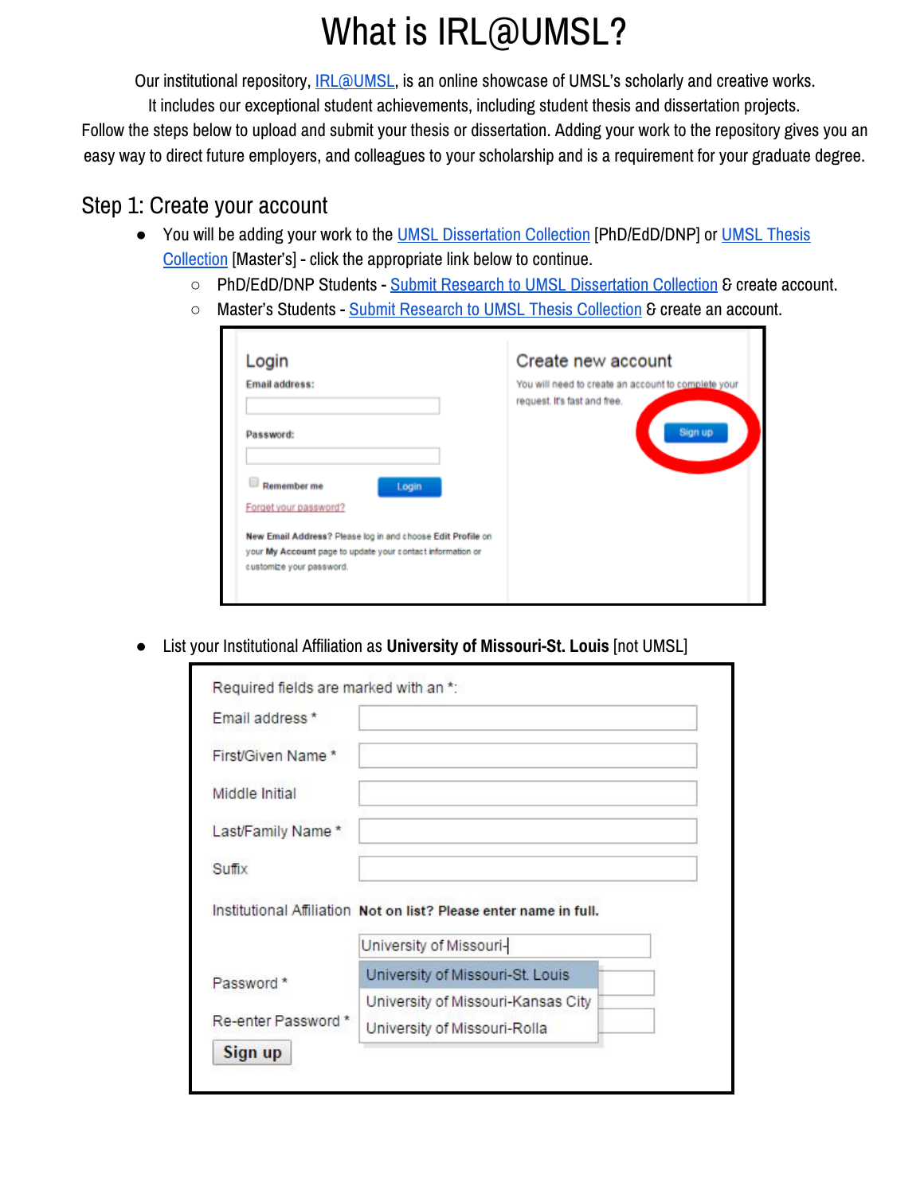# What is IRL@UMSL?

Our institutional repository, IRL@UMSL, is an online showcase of UMSL's scholarly and creative works. It includes our exceptional student achievements, including student thesis and dissertation projects. Follow the steps below to upload and submit your thesis or dissertation. Adding your work to the repository gives you an easy way to direct future employers, and colleagues to your scholarship and is a requirement for your graduate degree.

## Step 1: Create your account

- You will be adding your work to the UMSL Dissertation Collection [PhD/EdD/DNP] or UMSL Thesis Collection [Master's] - click the appropriate link below to continue.
  - PhD/EdD/DNP Students - Submit Research to UMSL Dissertation Collection & create account.
  - Master's Students - Submit Research to UMSL Thesis Collection & create an account.

- List your Institutional Affiliation as **University of Missouri-St. Louis** [not UMSL]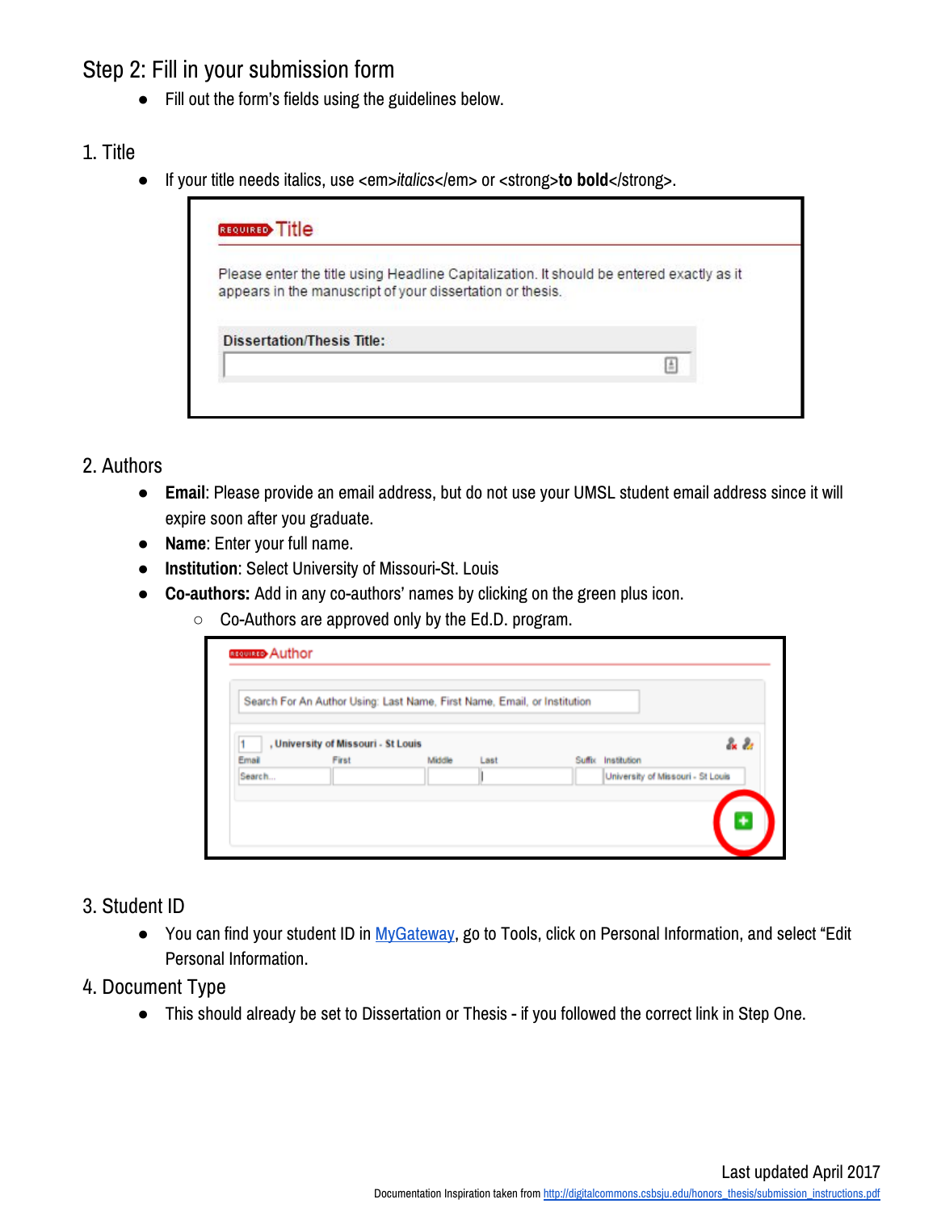## Step 2: Fill in your submission form

- Fill out the form's fields using the guidelines below.

### 1. Title

- If your title needs italics, use <em>*italics*</em> or <strong>**to bold**</strong>.

### 2. Authors

- **Email**: Please provide an email address, but do not use your UMSL student email address since it will expire soon after you graduate.
- **Name**: Enter your full name.
- **Institution**: Select University of Missouri-St. Louis
- **Co-authors:** Add in any co-authors' names by clicking on the green plus icon.
  - Co-Authors are approved only by the Ed.D. program.

### 3. Student ID

- You can find your student ID in [MyGateway](), go to Tools, click on Personal Information, and select "Edit Personal Information.

### 4. Document Type

- This should already be set to Dissertation or Thesis - if you followed the correct link in Step One.

Last updated April 2017

Documentation Inspiration taken from http://digitalcommons.csbsju.edu/honors_thesis/submission_instructions.pdf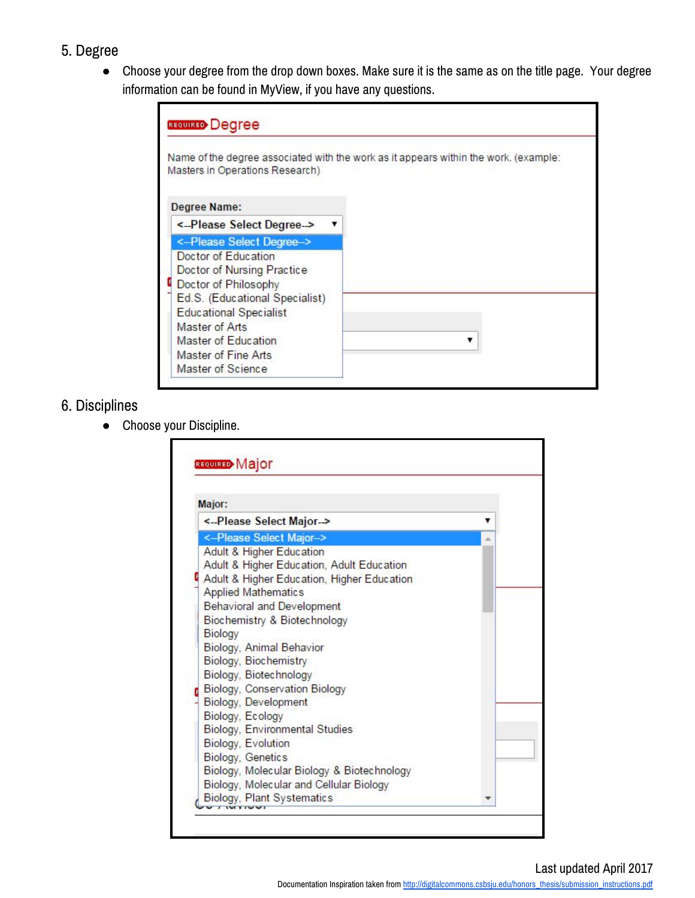5. Degree

- Choose your degree from the drop down boxes. Make sure it is the same as on the title page.  Your degree information can be found in MyView, if you have any questions.

REQUIRED Degree

Name of the degree associated with the work as it appears within the work. (example: Masters in Operations Research)

Degree Name:

<--Please Select Degree-->

- <--Please Select Degree-->
- Doctor of Education
- Doctor of Nursing Practice
- Doctor of Philosophy
- Ed.S. (Educational Specialist)
- Educational Specialist
- Master of Arts
- Master of Education
- Master of Fine Arts
- Master of Science

6. Disciplines

- Choose your Discipline.

REQUIRED Major

Major:

<--Please Select Major-->

- <--Please Select Major-->
- Adult & Higher Education
- Adult & Higher Education, Adult Education
- Adult & Higher Education, Higher Education
- Applied Mathematics
- Behavioral and Development
- Biochemistry & Biotechnology
- Biology
- Biology, Animal Behavior
- Biology, Biochemistry
- Biology, Biotechnology
- Biology, Conservation Biology
- Biology, Development
- Biology, Ecology
- Biology, Environmental Studies
- Biology, Evolution
- Biology, Genetics
- Biology, Molecular Biology & Biotechnology
- Biology, Molecular and Cellular Biology
- Biology, Plant Systematics

Last updated April 2017

Documentation Inspiration taken from http://digitalcommons.csbsju.edu/honors_thesis/submission_instructions.pdf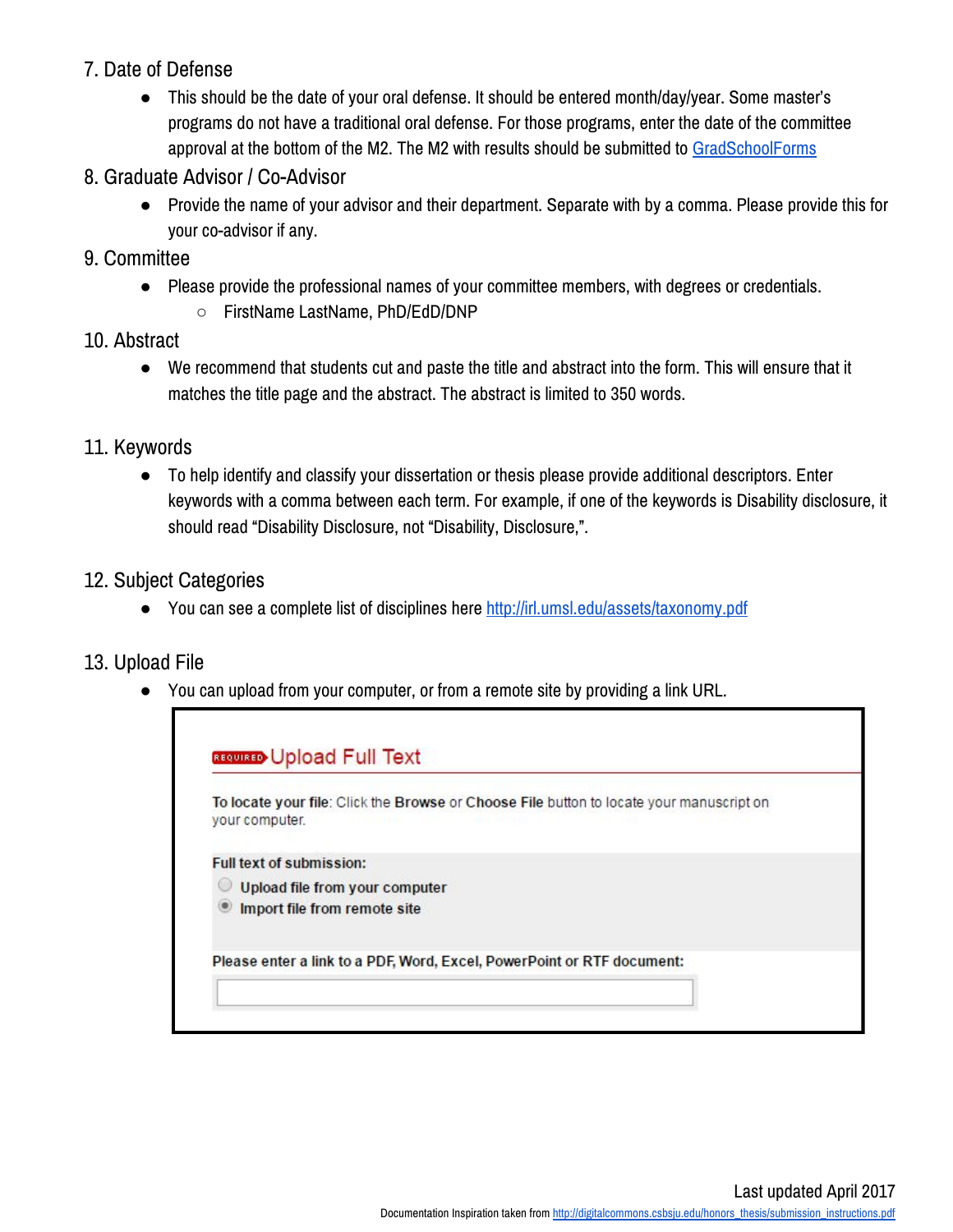7. Date of Defense
    - This should be the date of your oral defense. It should be entered month/day/year. Some master's programs do not have a traditional oral defense. For those programs, enter the date of the committee approval at the bottom of the M2. The M2 with results should be submitted to [GradSchoolForms](GradSchoolForms)

8. Graduate Advisor / Co-Advisor
    - Provide the name of your advisor and their department. Separate with by a comma. Please provide this for your co-advisor if any.

9. Committee
    - Please provide the professional names of your committee members, with degrees or credentials.
        - FirstName LastName, PhD/EdD/DNP

10. Abstract
    - We recommend that students cut and paste the title and abstract into the form. This will ensure that it matches the title page and the abstract. The abstract is limited to 350 words.

11. Keywords
    - To help identify and classify your dissertation or thesis please provide additional descriptors. Enter keywords with a comma between each term. For example, if one of the keywords is Disability disclosure, it should read "Disability Disclosure, not "Disability, Disclosure,".

12. Subject Categories
    - You can see a complete list of disciplines here [http://irl.umsl.edu/assets/taxonomy.pdf](http://irl.umsl.edu/assets/taxonomy.pdf)

13. Upload File
    - You can upload from your computer, or from a remote site by providing a link URL.

REQUIRED **Upload Full Text**

**To locate your file**: Click the **Browse** or **Choose File** button to locate your manuscript on your computer.

**Full text of submission:**

- Upload file from your computer
- Import file from remote site

**Please enter a link to a PDF, Word, Excel, PowerPoint or RTF document:**

Last updated April 2017

Documentation Inspiration taken from [http://digitalcommons.csbsju.edu/honors_thesis/submission_instructions.pdf](http://digitalcommons.csbsju.edu/honors_thesis/submission_instructions.pdf)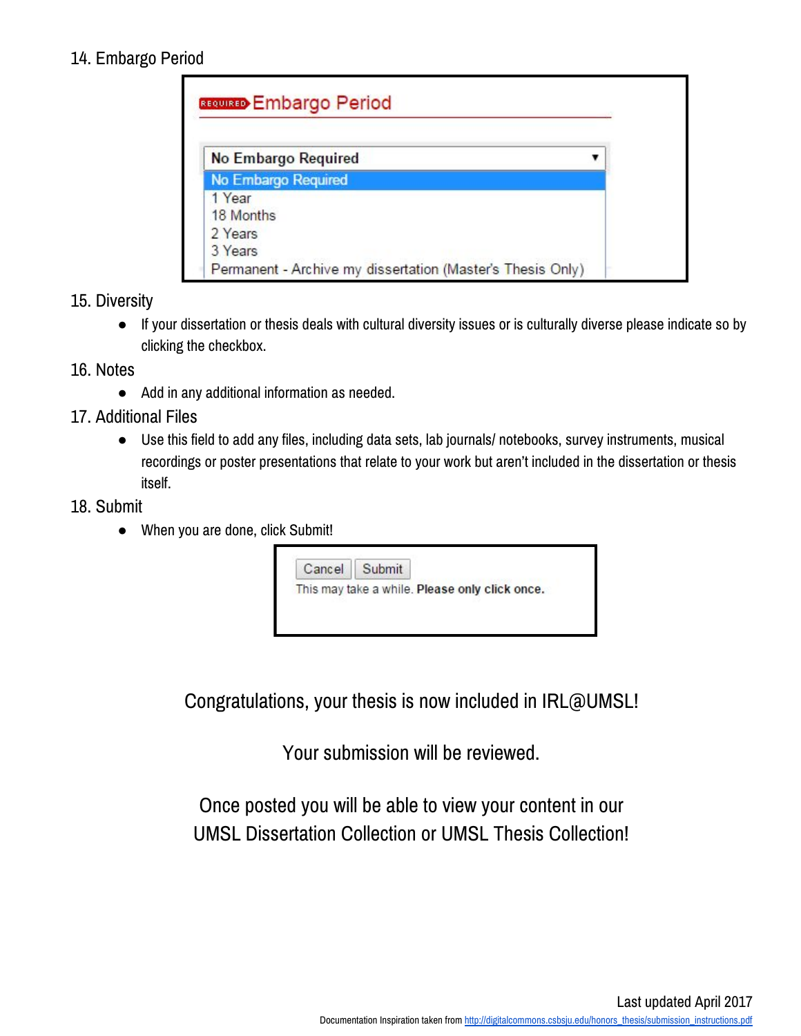14. Embargo Period

REQUIRED Embargo Period

No Embargo Required

- No Embargo Required
- 1 Year
- 18 Months
- 2 Years
- 3 Years
- Permanent - Archive my dissertation (Master's Thesis Only)

15. Diversity
    - If your dissertation or thesis deals with cultural diversity issues or is culturally diverse please indicate so by clicking the checkbox.

16. Notes
    - Add in any additional information as needed.

17. Additional Files
    - Use this field to add any files, including data sets, lab journals/ notebooks, survey instruments, musical recordings or poster presentations that relate to your work but aren't included in the dissertation or thesis itself.

18. Submit
    - When you are done, click Submit!

Cancel Submit

This may take a while. **Please only click once.**

Congratulations, your thesis is now included in IRL@UMSL!

Your submission will be reviewed.

Once posted you will be able to view your content in our UMSL Dissertation Collection or UMSL Thesis Collection!

Last updated April 2017

Documentation Inspiration taken from http://digitalcommons.csbsju.edu/honors_thesis/submission_instructions.pdf